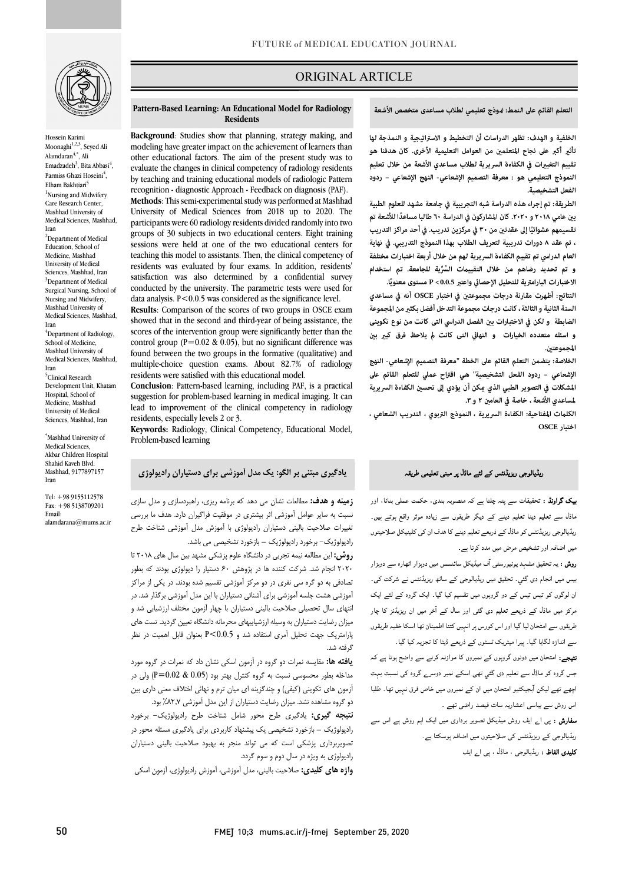ORIGINAL ARTICLE

Hossein Karimi Moonaghi[1,2,3], Seyed Ali Alamdaran[4,*], Ali Emadzadeh[3], Bita Abbasi[4], Parmiss Ghazi Hoseini[4], Elham Bakhtiari[5]

[1]Nursing and Midwifery Care Research Center, Mashhad University of Medical Sciences, Mashhad, Iran
[2]Department of Medical Education, School of Medicine, Mashhad University of Medical Sciences, Mashhad, Iran
[3]Department of Medical Surgical Nursing, School of Nursing and Midwifery, Mashhad University of Medical Sciences, Mashhad, Iran
[4]Department of Radiology, School of Medicine, Mashhad University of Medical Sciences, Mashhad, Iran
[5]Clinical Research Development Unit, Khatam Hospital, School of Medicine, Mashhad University of Medical Sciences, Mashhad, Iran

*Mashhad University of Medical Sciences, Akbar Children Hospital Shahid Kaveh Blvd. Mashhad, 9177897157 Iran

Tel: +98 9155112578
Fax: +98 5138709201
Email: alamdarana@mums.ac.ir

## Pattern-Based Learning: An Educational Model for Radiology Residents

**Background**: Studies show that planning, strategy making, and modeling have greater impact on the achievement of learners than other educational factors. The aim of the present study was to evaluate the changes in clinical competency of radiology residents by teaching and training educational models of radiologic Pattern recognition - diagnostic Approach - Feedback on diagnosis (PAF).

**Methods**: This semi-experimental study was performed at Mashhad University of Medical Sciences from 2018 up to 2020. The participants were 60 radiology residents divided randomly into two groups of 30 subjects in two educational centers. Eight training sessions were held at one of the two educational centers for teaching this model to assistants. Then, the clinical competency of residents was evaluated by four exams. In addition, residents' satisfaction was also determined by a confidential survey conducted by the university. The parametric tests were used for data analysis. $P<0.05$ was considered as the significance level.

**Results**: Comparison of the scores of two groups in OSCE exam showed that in the second and third-year of being assistance, the scores of the intervention group were significantly better than the control group ($P=0.02$ & $0.05$), but no significant difference was found between the two groups in the formative (qualitative) and multiple-choice question exams. About 82.7% of radiology residents were satisfied with this educational model.

**Conclusion**: Pattern-based learning, including PAF, is a practical suggestion for problem-based learning in medical imaging. It can lead to improvement of the clinical competency in radiology residents, especially levels 2 or 3.

**Keywords:** Radiology, Clinical Competency, Educational Model, Problem-based learning

## التعلم القائم على النمط: نموذج تعليمي لطلاب مساعدي متخصص الأشعة

**الخلفية و الهدف:** تظهر الدراسات أن التخطيط و الاستراتيجية و النمذجة لها تأثير أكبر على نجاح المتعلمين من العوامل التعليمية الأخرى. كان هدفنا هو تقييم التغييرات في الكفاءة السريرية لطلاب مساعدي الأشعة من خلال تعليم النموذج التعليمي هو : معرفة التصميم الإشعاعي- النهج الإشعاعي - ردود الفعل التشخيصية.

**الطريقة:** تم إجراء هذه الدراسة شبه التجريبية في جامعة مشهد للعلوم الطبية بين عامي ٢٠١٨ و ٢٠٢٠. كان المشاركون في الدراسة ٦٠ طالبا مساعدًا للأشعة تم تقسيمهم عشوائيًا إلى عقدتين من ٣٠ في مركزين تدريب. في أحد مراكز التدريب ، تم عقد ٨ دورات تدريبية لتعريف الطلاب بهذا النموذج التدريبي. في نهاية العام الدراسي تم تقييم الكفاءة السريرية لهم من خلال أربعة اختبارات مختلفة و تم تحديد رضاهم من خلال التقييمات السِّرِّية للجامعة. تم استخدام الاختبارات البارامترية للتحليل الإحصائي واعتبر P< 0.05 مستوى معنويًا.

**النتائج:** أظهرت مقارنة درجات مجموعتين في اختبار OSCE أنه في مساعدي السنة الثانية و الثالثة ، كانت درجات مجموعة التدخل أفضل بكثير من المجموعة الضابطة و لكن في الاختبارات بين الفصل الدراسي التى كانت من نوع تكويني و اسئله متعدده الخيارات و النهائي التى كانت لم يلاحظ فرق كبير بين المجموعتين.

**الخلاصة:** يتضمن التعلم القائم على الخطة "معرفة التصميم الإشعاعي- النهج الإشعاعي - ردود الفعل التشخيصية" هي اقتراح عملي للتعلم القائم على المشكلات في التصوير الطبي الذي يمكن أن يؤدي إلى تحسين الكفاءة السريرية لمساعدي الأشعة ، خاصة في العامين ٢ و ٣.

**الكلمات المفتاحية:** الكفاءة السريرية ، النموذج التربوي ، التدريب الشعاعي ، اختبار OSCE

## یادگیری مبتنی بر الگو: یک مدل آموزشی برای دستیاران رادیولوژی

**زمینه و هدف:** مطالعات نشان می دهد که برنامه ریزی، راهبردسازی و مدل سازی نسبت به سایر عوامل آموزشی اثر بیشتری در موفقیت فراگیران دارد. هدف ما بررسی تغییرات صلاحیت بالینی دستیاران رادیولوژی با آموزش مدل آموزشی شناخت طرح رادیولوژیک- برخورد رادیولوژیک – بازخورد تشخیصی می باشد.

**روش:** این مطالعه نیمه تجربی در دانشگاه علوم پزشکی مشهد بین سال های ۲۰۱۸ تا ۲۰۲۰ انجام شد. شرکت کننده ها در پژوهش ۶۰ دستیار را دیولوژی بودند که بطور تصادفی به دو گره سی نفری در دو مرکز آموزشی تقسیم شده بودند. در یکی از مراکز آموزشی هشت جلسه آموزشی برای آشنائی دستیاران با این مدل آموزشی برگزار شد. در انتهای سال تحصیلی صلاحیت بالینی دستیاران با چهار آزمون مختلف ارزشیابی شد و میزان رضایت دستیاران به وسیله ارزشیابیهای محرمانه دانشگاه تعیین گردید. تست های پارامتریک جهت تحلیل آمری استفاده شد و P<0.05 بعنوان قابل اهمیت در نظر گرفته شد.

**یافته ها:** مقایسه نمرات دو گروه در آزمون اسکی نشان داد که نمرات در گروه مورد مداخله بطور محسوسی نسبت به گروه کنترل بهتر بود (P=0.02 & 0.05) ولی در آزمون های تکوینی (کیفی) و چندگزینه ای میان ترم و نهائی اختلاف معنی داری بین دو گروه مشاهده نشد. میزان رضایت دستیاران از این مدل آموزشی ۸۲،۷٪ بود.

**نتیجه گیری:** یادگیری طرح محور شامل شناخت طرح رادیولوژیک- برخورد رادیولوژیک – بازخورد تشخیصی یک پیشنهاد کاربردی برای یادگیری مسئله محور در تصویربرداری پزشکی است که می تواند منجر به بهبود صلاحیت بالینی دستیاران رادیولوژی به ویژه در سال دوم و سوم گردد.

**واژه های کلیدی:** صلاحیت بالینی، مدل آموزشی، آموزش رادیولوژی، آزمون اسکی

## ریڈیالوجی ریزیڈنٹس کے لئے ماڈل پر مبنی تعلیمی طریقہ

**بیک گراونڈ :** تحقیقات سے پتہ چلتا ہے کہ منصوبہ بندی، حکمت عملی بنانا، اور ماڈل سے تعلیم دینا تعلیم دینے کے دیگر طریقوں سے زیادہ موثر واقع ہوتے ہیں۔ ریڈیالوجی ریزیڈنٹس کو ماڈل کے ذریعے تعلیم دینے کا ہدف ان کی کلینیکل صلاحیتوں میں اضافہ اور تشخیص مرض میں مدد کرنا ہے۔

**روش :** یہ تحقیق مشہد یونیورسٹی آف میڈیکل سائنسس میں دوہزار اٹھارہ سے دوہزار بیس میں انجام دی گئی۔ تحقیق میں ریڈیالوجی کے ساٹھ ریزیڈنٹس نے شرکت کی۔ ان لوگوں کو تیس تیس کے دو گروہوں میں تقسیم کیا گیا۔ ایک گروہ کے لئے ایک مرکز میں ماڈل کے ذریعے تعلیم دی گئی اور سال کے آخر میں ان ریزیڈنٹس کا چار طریقوں سے امتحان لیا گیا اور اس کورس پر انہیں کتنا اطمینان تھا اسکا خفیہ طریقوں سے اندازہ لگایا گیا۔ پیرا میٹریک ٹسٹوں کے ذریعے ڈیٹا کا تجزیہ کیا گیا۔

**نتیجے :** امتحان میں دونوں گروہوں کے نمبروں کا موازنہ کرنے سے واضح ہوتا ہے کہ جس گروہ کو ماڈل سے تعلیم دی گئي تھی اسکے نمبر دوسرے گروہ کی نسبت بہت اچھے تھے لیکن آبجیکٹیو امتحان میں ان کے نمبروں میں خاص فرق نہیں تھا۔ طلبا اس روش سے بیاسی اعشاریہ سات فیصد راضی تھے ۔

**سفارش :** پی اے ایف روش میڈیکل تصویر برداری میں ایک اہم روش ہے اس سے ریڈیالوجی کے ریزیڈنٹس کی صلاحیتوں میں اضافہ ہوسکتا ہے۔

**کلیدی الفاظ :** ریڈیالوجی ، ماڈل ، پی اے ایف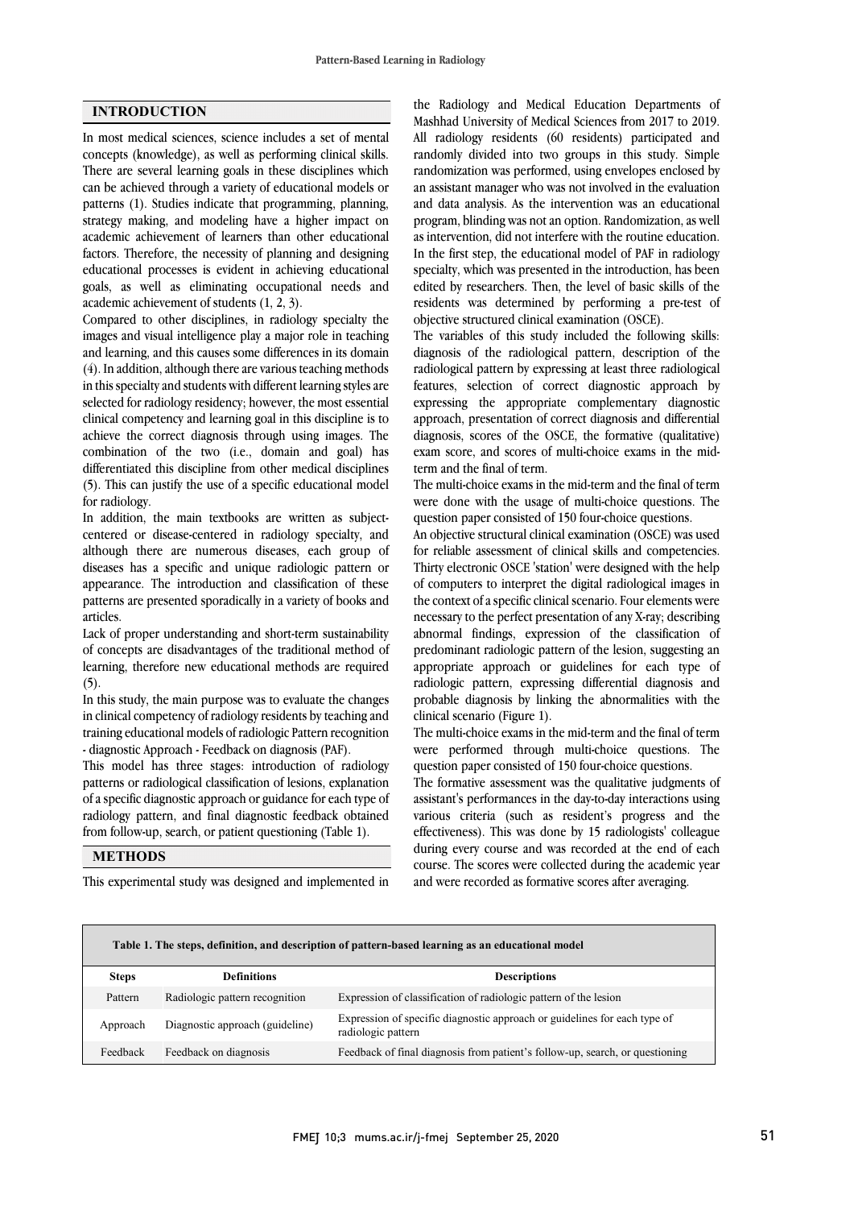## INTRODUCTION

In most medical sciences, science includes a set of mental concepts (knowledge), as well as performing clinical skills. There are several learning goals in these disciplines which can be achieved through a variety of educational models or patterns (1). Studies indicate that programming, planning, strategy making, and modeling have a higher impact on academic achievement of learners than other educational factors. Therefore, the necessity of planning and designing educational processes is evident in achieving educational goals, as well as eliminating occupational needs and academic achievement of students (1, 2, 3).

Compared to other disciplines, in radiology specialty the images and visual intelligence play a major role in teaching and learning, and this causes some differences in its domain (4). In addition, although there are various teaching methods in this specialty and students with different learning styles are selected for radiology residency; however, the most essential clinical competency and learning goal in this discipline is to achieve the correct diagnosis through using images. The combination of the two (i.e., domain and goal) has differentiated this discipline from other medical disciplines (5). This can justify the use of a specific educational model for radiology.

In addition, the main textbooks are written as subject-centered or disease-centered in radiology specialty, and although there are numerous diseases, each group of diseases has a specific and unique radiologic pattern or appearance. The introduction and classification of these patterns are presented sporadically in a variety of books and articles.

Lack of proper understanding and short-term sustainability of concepts are disadvantages of the traditional method of learning, therefore new educational methods are required (5).

In this study, the main purpose was to evaluate the changes in clinical competency of radiology residents by teaching and training educational models of radiologic Pattern recognition - diagnostic Approach - Feedback on diagnosis (PAF).

This model has three stages: introduction of radiology patterns or radiological classification of lesions, explanation of a specific diagnostic approach or guidance for each type of radiology pattern, and final diagnostic feedback obtained from follow-up, search, or patient questioning (Table 1).

## METHODS

This experimental study was designed and implemented in the Radiology and Medical Education Departments of Mashhad University of Medical Sciences from 2017 to 2019. All radiology residents (60 residents) participated and randomly divided into two groups in this study. Simple randomization was performed, using envelopes enclosed by an assistant manager who was not involved in the evaluation and data analysis. As the intervention was an educational program, blinding was not an option. Randomization, as well as intervention, did not interfere with the routine education. In the first step, the educational model of PAF in radiology specialty, which was presented in the introduction, has been edited by researchers. Then, the level of basic skills of the residents was determined by performing a pre-test of objective structured clinical examination (OSCE).

The variables of this study included the following skills: diagnosis of the radiological pattern, description of the radiological pattern by expressing at least three radiological features, selection of correct diagnostic approach by expressing the appropriate complementary diagnostic approach, presentation of correct diagnosis and differential diagnosis, scores of the OSCE, the formative (qualitative) exam score, and scores of multi-choice exams in the mid-term and the final of term.

The multi-choice exams in the mid-term and the final of term were done with the usage of multi-choice questions. The question paper consisted of 150 four-choice questions.

An objective structural clinical examination (OSCE) was used for reliable assessment of clinical skills and competencies. Thirty electronic OSCE 'station' were designed with the help of computers to interpret the digital radiological images in the context of a specific clinical scenario. Four elements were necessary to the perfect presentation of any X-ray; describing abnormal findings, expression of the classification of predominant radiologic pattern of the lesion, suggesting an appropriate approach or guidelines for each type of radiologic pattern, expressing differential diagnosis and probable diagnosis by linking the abnormalities with the clinical scenario (Figure 1).

The multi-choice exams in the mid-term and the final of term were performed through multi-choice questions. The question paper consisted of 150 four-choice questions.

The formative assessment was the qualitative judgments of assistant's performances in the day-to-day interactions using various criteria (such as resident's progress and the effectiveness). This was done by 15 radiologists' colleague during every course and was recorded at the end of each course. The scores were collected during the academic year and were recorded as formative scores after averaging.

**Table 1. The steps, definition, and description of pattern-based learning as an educational model**

| Steps | Definitions | Descriptions |
|---|---|---|
| Pattern | Radiologic pattern recognition | Expression of classification of radiologic pattern of the lesion |
| Approach | Diagnostic approach (guideline) | Expression of specific diagnostic approach or guidelines for each type of radiologic pattern |
| Feedback | Feedback on diagnosis | Feedback of final diagnosis from patient's follow-up, search, or questioning |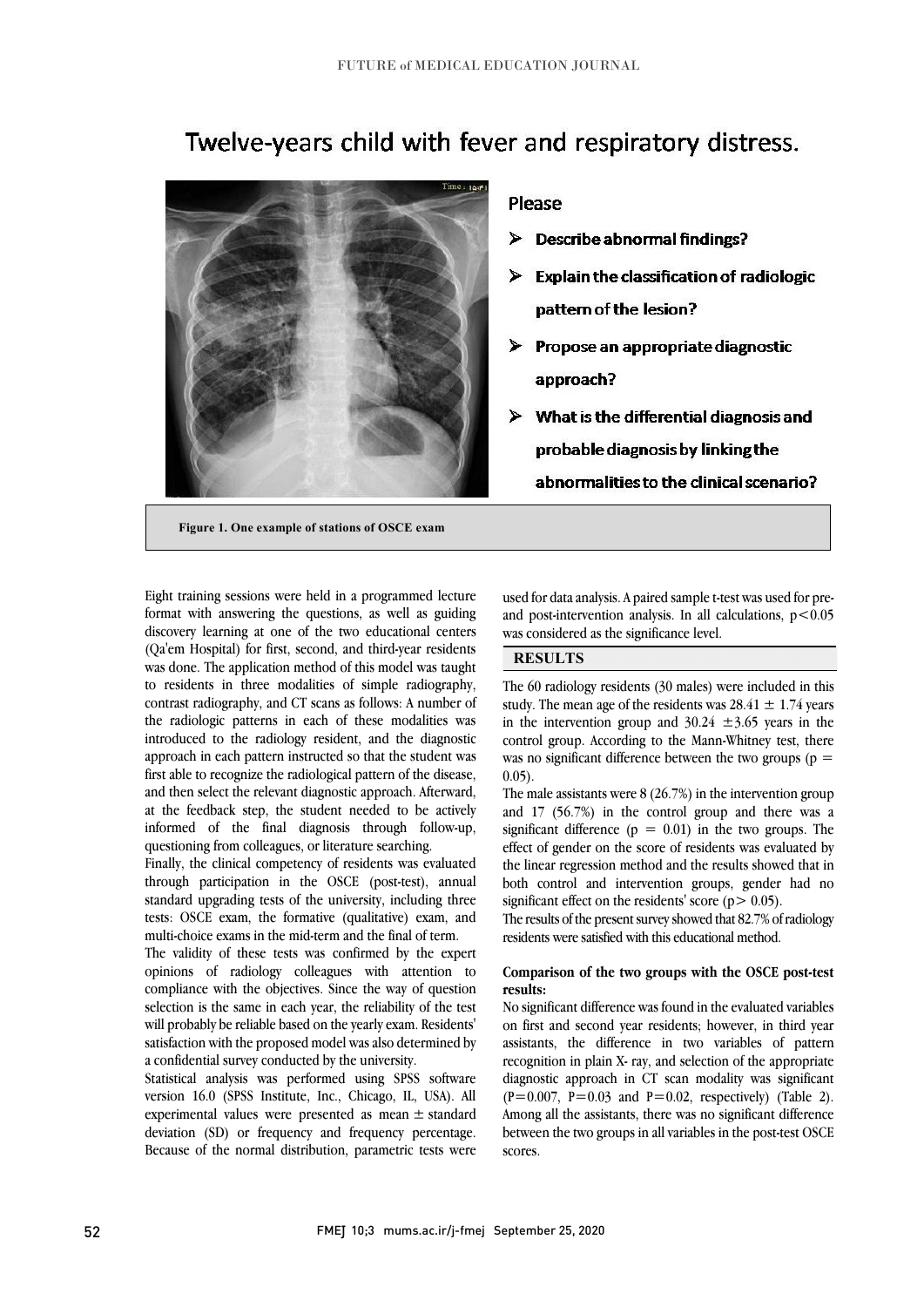Twelve-years child with fever and respiratory distress.

Please

- Describe abnormal findings?
- Explain the classification of radiologic pattern of the lesion?
- Propose an appropriate diagnostic approach?
- What is the differential diagnosis and probable diagnosis by linking the abnormalities to the clinical scenario?

**Figure 1. One example of stations of OSCE exam**

Eight training sessions were held in a programmed lecture format with answering the questions, as well as guiding discovery learning at one of the two educational centers (Qa'em Hospital) for first, second, and third-year residents was done. The application method of this model was taught to residents in three modalities of simple radiography, contrast radiography, and CT scans as follows: A number of the radiologic patterns in each of these modalities was introduced to the radiology resident, and the diagnostic approach in each pattern instructed so that the student was first able to recognize the radiological pattern of the disease, and then select the relevant diagnostic approach. Afterward, at the feedback step, the student needed to be actively informed of the final diagnosis through follow-up, questioning from colleagues, or literature searching.

Finally, the clinical competency of residents was evaluated through participation in the OSCE (post-test), annual standard upgrading tests of the university, including three tests: OSCE exam, the formative (qualitative) exam, and multi-choice exams in the mid-term and the final of term.

The validity of these tests was confirmed by the expert opinions of radiology colleagues with attention to compliance with the objectives. Since the way of question selection is the same in each year, the reliability of the test will probably be reliable based on the yearly exam. Residents' satisfaction with the proposed model was also determined by a confidential survey conducted by the university.

Statistical analysis was performed using SPSS software version 16.0 (SPSS Institute, Inc., Chicago, IL, USA). All experimental values were presented as mean ± standard deviation (SD) or frequency and frequency percentage. Because of the normal distribution, parametric tests were used for data analysis. A paired sample t-test was used for pre- and post-intervention analysis. In all calculations, $p<0.05$ was considered as the significance level.

## RESULTS

The 60 radiology residents (30 males) were included in this study. The mean age of the residents was $28.41 \pm 1.74$ years in the intervention group and $30.24 \pm 3.65$ years in the control group. According to the Mann-Whitney test, there was no significant difference between the two groups ($p = 0.05$).

The male assistants were 8 (26.7%) in the intervention group and 17 (56.7%) in the control group and there was a significant difference ($p = 0.01$) in the two groups. The effect of gender on the score of residents was evaluated by the linear regression method and the results showed that in both control and intervention groups, gender had no significant effect on the residents' score ($p> 0.05$).

The results of the present survey showed that 82.7% of radiology residents were satisfied with this educational method.

### Comparison of the two groups with the OSCE post-test results:

No significant difference was found in the evaluated variables on first and second year residents; however, in third year assistants, the difference in two variables of pattern recognition in plain X- ray, and selection of the appropriate diagnostic approach in CT scan modality was significant ($P=0.007$, $P=0.03$ and $P=0.02$, respectively) (Table 2). Among all the assistants, there was no significant difference between the two groups in all variables in the post-test OSCE scores.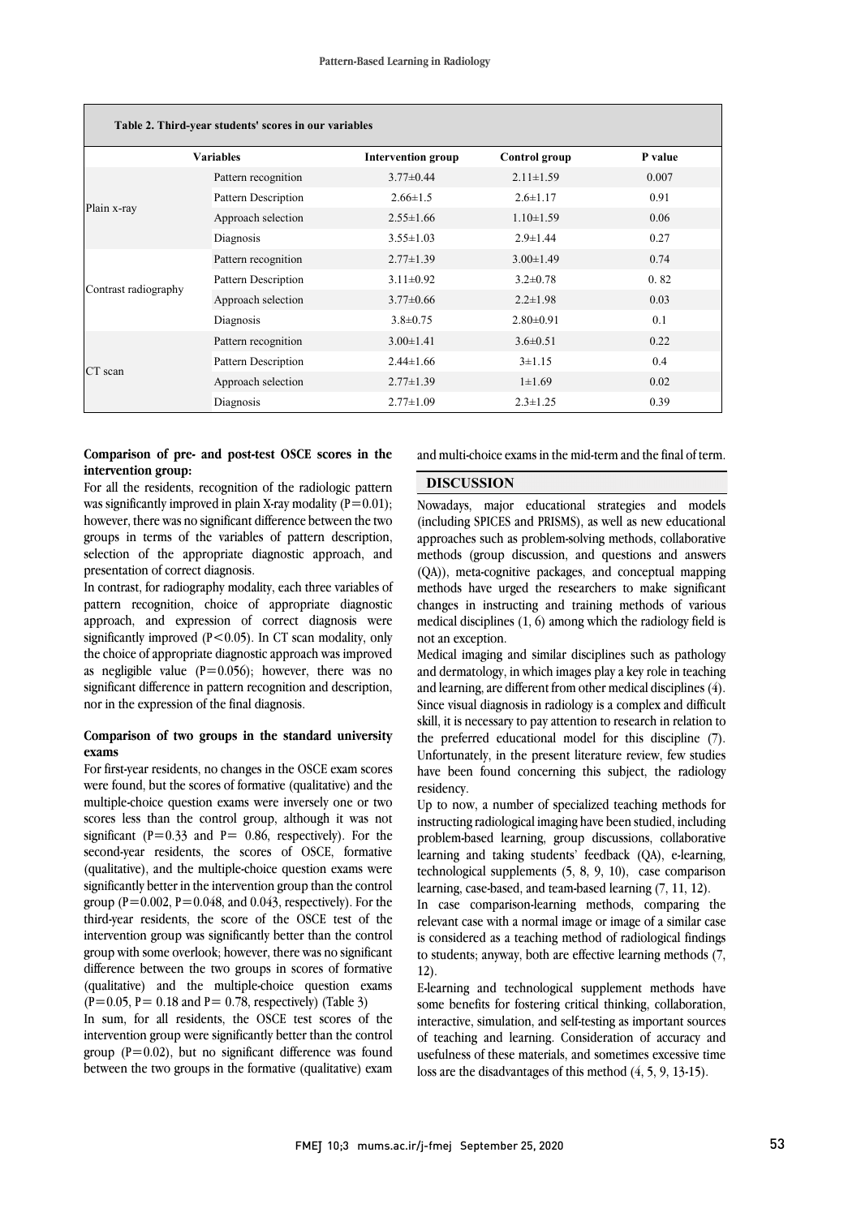Table 2. Third-year students' scores in our variables

| Variables | | Intervention group | Control group | P value |
|---|---|---|---|---|
| Plain x-ray | Pattern recognition | 3.77±0.44 | 2.11±1.59 | 0.007 |
| | Pattern Description | 2.66±1.5 | 2.6±1.17 | 0.91 |
| | Approach selection | 2.55±1.66 | 1.10±1.59 | 0.06 |
| | Diagnosis | 3.55±1.03 | 2.9±1.44 | 0.27 |
| Contrast radiography | Pattern recognition | 2.77±1.39 | 3.00±1.49 | 0.74 |
| | Pattern Description | 3.11±0.92 | 3.2±0.78 | 0. 82 |
| | Approach selection | 3.77±0.66 | 2.2±1.98 | 0.03 |
| | Diagnosis | 3.8±0.75 | 2.80±0.91 | 0.1 |
| CT scan | Pattern recognition | 3.00±1.41 | 3.6±0.51 | 0.22 |
| | Pattern Description | 2.44±1.66 | 3±1.15 | 0.4 |
| | Approach selection | 2.77±1.39 | 1±1.69 | 0.02 |
| | Diagnosis | 2.77±1.09 | 2.3±1.25 | 0.39 |

**Comparison of pre- and post-test OSCE scores in the intervention group:**

For all the residents, recognition of the radiologic pattern was significantly improved in plain X-ray modality (P=0.01); however, there was no significant difference between the two groups in terms of the variables of pattern description, selection of the appropriate diagnostic approach, and presentation of correct diagnosis.

In contrast, for radiography modality, each three variables of pattern recognition, choice of appropriate diagnostic approach, and expression of correct diagnosis were significantly improved (P<0.05). In CT scan modality, only the choice of appropriate diagnostic approach was improved as negligible value (P=0.056); however, there was no significant difference in pattern recognition and description, nor in the expression of the final diagnosis.

**Comparison of two groups in the standard university exams**

For first-year residents, no changes in the OSCE exam scores were found, but the scores of formative (qualitative) and the multiple-choice question exams were inversely one or two scores less than the control group, although it was not significant (P=0.33 and P= 0.86, respectively). For the second-year residents, the scores of OSCE, formative (qualitative), and the multiple-choice question exams were significantly better in the intervention group than the control group (P=0.002, P=0.048, and 0.043, respectively). For the third-year residents, the score of the OSCE test of the intervention group was significantly better than the control group with some overlook; however, there was no significant difference between the two groups in scores of formative (qualitative) and the multiple-choice question exams (P=0.05, P= 0.18 and P= 0.78, respectively) (Table 3)

In sum, for all residents, the OSCE test scores of the intervention group were significantly better than the control group (P=0.02), but no significant difference was found between the two groups in the formative (qualitative) exam and multi-choice exams in the mid-term and the final of term.

## DISCUSSION

Nowadays, major educational strategies and models (including SPICES and PRISMS), as well as new educational approaches such as problem-solving methods, collaborative methods (group discussion, and questions and answers (QA)), meta-cognitive packages, and conceptual mapping methods have urged the researchers to make significant changes in instructing and training methods of various medical disciplines (1, 6) among which the radiology field is not an exception.

Medical imaging and similar disciplines such as pathology and dermatology, in which images play a key role in teaching and learning, are different from other medical disciplines (4). Since visual diagnosis in radiology is a complex and difficult skill, it is necessary to pay attention to research in relation to the preferred educational model for this discipline (7). Unfortunately, in the present literature review, few studies have been found concerning this subject, the radiology residency.

Up to now, a number of specialized teaching methods for instructing radiological imaging have been studied, including problem-based learning, group discussions, collaborative learning and taking students' feedback (QA), e-learning, technological supplements (5, 8, 9, 10), case comparison learning, case-based, and team-based learning (7, 11, 12).

In case comparison-learning methods, comparing the relevant case with a normal image or image of a similar case is considered as a teaching method of radiological findings to students; anyway, both are effective learning methods (7, 12).

E-learning and technological supplement methods have some benefits for fostering critical thinking, collaboration, interactive, simulation, and self-testing as important sources of teaching and learning. Consideration of accuracy and usefulness of these materials, and sometimes excessive time loss are the disadvantages of this method (4, 5, 9, 13-15).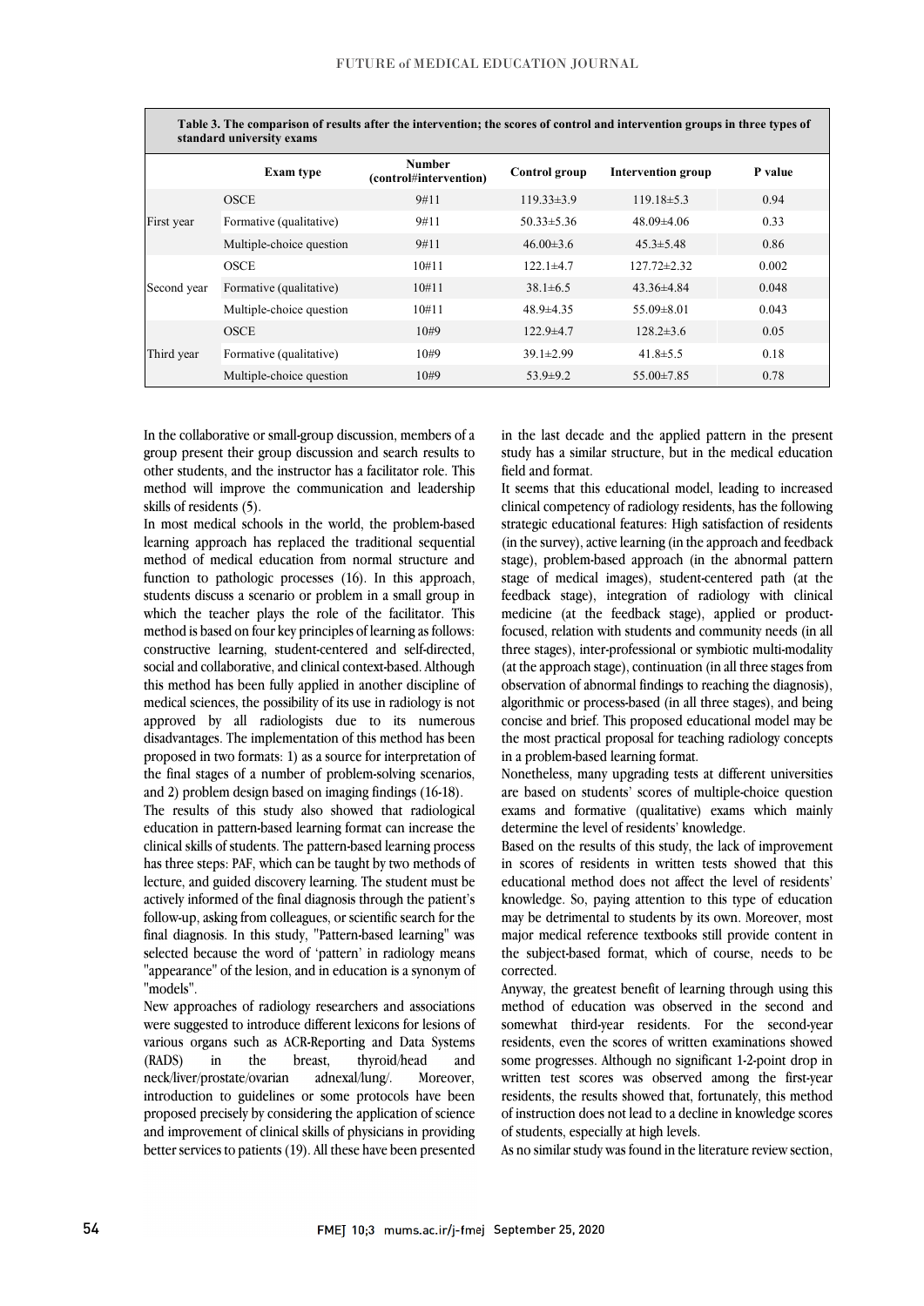**Table 3. The comparison of results after the intervention; the scores of control and intervention groups in three types of standard university exams**

| | Exam type | Number (control#intervention) | Control group | Intervention group | P value |
|---|---|---|---|---|---|
| First year | OSCE | 9#11 | 119.33±3.9 | 119.18±5.3 | 0.94 |
| | Formative (qualitative) | 9#11 | 50.33±5.36 | 48.09±4.06 | 0.33 |
| | Multiple-choice question | 9#11 | 46.00±3.6 | 45.3±5.48 | 0.86 |
| Second year | OSCE | 10#11 | 122.1±4.7 | 127.72±2.32 | 0.002 |
| | Formative (qualitative) | 10#11 | 38.1±6.5 | 43.36±4.84 | 0.048 |
| | Multiple-choice question | 10#11 | 48.9±4.35 | 55.09±8.01 | 0.043 |
| Third year | OSCE | 10#9 | 122.9±4.7 | 128.2±3.6 | 0.05 |
| | Formative (qualitative) | 10#9 | 39.1±2.99 | 41.8±5.5 | 0.18 |
| | Multiple-choice question | 10#9 | 53.9±9.2 | 55.00±7.85 | 0.78 |

In the collaborative or small-group discussion, members of a group present their group discussion and search results to other students, and the instructor has a facilitator role. This method will improve the communication and leadership skills of residents (5).

In most medical schools in the world, the problem-based learning approach has replaced the traditional sequential method of medical education from normal structure and function to pathologic processes (16). In this approach, students discuss a scenario or problem in a small group in which the teacher plays the role of the facilitator. This method is based on four key principles of learning as follows: constructive learning, student-centered and self-directed, social and collaborative, and clinical context-based. Although this method has been fully applied in another discipline of medical sciences, the possibility of its use in radiology is not approved by all radiologists due to its numerous disadvantages. The implementation of this method has been proposed in two formats: 1) as a source for interpretation of the final stages of a number of problem-solving scenarios, and 2) problem design based on imaging findings (16-18).

The results of this study also showed that radiological education in pattern-based learning format can increase the clinical skills of students. The pattern-based learning process has three steps: PAF, which can be taught by two methods of lecture, and guided discovery learning. The student must be actively informed of the final diagnosis through the patient's follow-up, asking from colleagues, or scientific search for the final diagnosis. In this study, "Pattern-based learning" was selected because the word of 'pattern' in radiology means "appearance" of the lesion, and in education is a synonym of "models".

New approaches of radiology researchers and associations were suggested to introduce different lexicons for lesions of various organs such as ACR-Reporting and Data Systems (RADS) in the breast, thyroid/head and neck/liver/prostate/ovarian adnexal/lung/. Moreover, introduction to guidelines or some protocols have been proposed precisely by considering the application of science and improvement of clinical skills of physicians in providing better services to patients (19). All these have been presented in the last decade and the applied pattern in the present study has a similar structure, but in the medical education field and format.

It seems that this educational model, leading to increased clinical competency of radiology residents, has the following strategic educational features: High satisfaction of residents (in the survey), active learning (in the approach and feedback stage), problem-based approach (in the abnormal pattern stage of medical images), student-centered path (at the feedback stage), integration of radiology with clinical medicine (at the feedback stage), applied or product-focused, relation with students and community needs (in all three stages), inter-professional or symbiotic multi-modality (at the approach stage), continuation (in all three stages from observation of abnormal findings to reaching the diagnosis), algorithmic or process-based (in all three stages), and being concise and brief. This proposed educational model may be the most practical proposal for teaching radiology concepts in a problem-based learning format.

Nonetheless, many upgrading tests at different universities are based on students' scores of multiple-choice question exams and formative (qualitative) exams which mainly determine the level of residents' knowledge.

Based on the results of this study, the lack of improvement in scores of residents in written tests showed that this educational method does not affect the level of residents' knowledge. So, paying attention to this type of education may be detrimental to students by its own. Moreover, most major medical reference textbooks still provide content in the subject-based format, which of course, needs to be corrected.

Anyway, the greatest benefit of learning through using this method of education was observed in the second and somewhat third-year residents. For the second-year residents, even the scores of written examinations showed some progresses. Although no significant 1-2-point drop in written test scores was observed among the first-year residents, the results showed that, fortunately, this method of instruction does not lead to a decline in knowledge scores of students, especially at high levels.

As no similar study was found in the literature review section,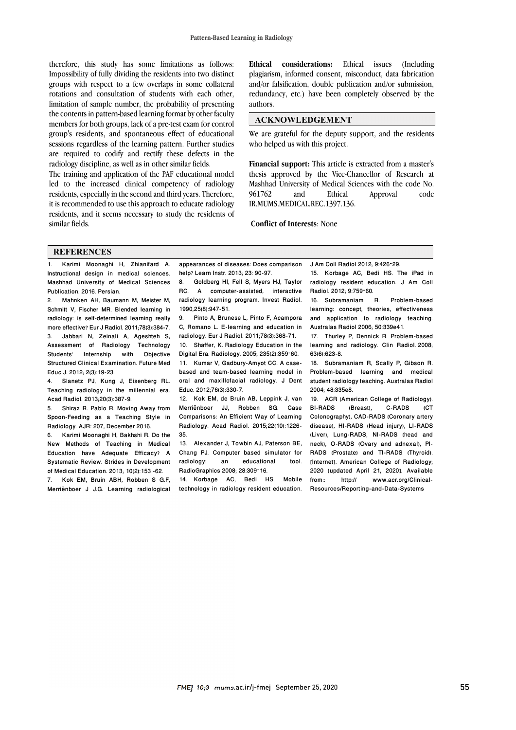therefore, this study has some limitations as follows: Impossibility of fully dividing the residents into two distinct groups with respect to a few overlaps in some collateral rotations and consultation of students with each other, limitation of sample number, the probability of presenting the contents in pattern-based learning format by other faculty members for both groups, lack of a pre-test exam for control group's residents, and spontaneous effect of educational sessions regardless of the learning pattern. Further studies are required to codify and rectify these defects in the radiology discipline, as well as in other similar fields.

The training and application of the PAF educational model led to the increased clinical competency of radiology residents, especially in the second and third years. Therefore, it is recommended to use this approach to educate radiology residents, and it seems necessary to study the residents of similar fields.

**Ethical considerations:** Ethical issues (Including plagiarism, informed consent, misconduct, data fabrication and/or falsification, double publication and/or submission, redundancy, etc.) have been completely observed by the authors.

## ACKNOWLEDGEMENT

We are grateful for the deputy support, and the residents who helped us with this project.

**Financial support:** This article is extracted from a master's thesis approved by the Vice-Chancellor of Research at Mashhad University of Medical Sciences with the code No. 961762 and Ethical Approval code IR.MUMS.MEDICAL.REC.1397.136.

**Conflict of Interests**: None

## REFERENCES

1. Karimi Moonaghi H, Zhianifard A. Instructional design in medical sciences. Mashhad University of Medical Sciences Publication. 2016. Persian.
2. Mahnken AH, Baumann M, Meister M, Schmitt V, Fischer MR. Blended learning in radiology: is self-determined learning really more effective? Eur J Radiol. 2011;78(3):384-7.
3. Jabbari N, Zeinali A, Ageshteh S, Assessment of Radiology Technology Students' Internship with Objective Structured Clinical Examination. Future Med Educ J. 2012; 2(3):19-23.
4. Slanetz PJ, Kung J, Eisenberg RL. Teaching radiology in the millennial era. Acad Radiol. 2013;20(3):387-9.
5. Shiraz R. Pablo R. Moving Away from Spoon-Feeding as a Teaching Style in Radiology. AJR: 207, December 2016.
6. Karimi Moonaghi H, Bakhshi R. Do the New Methods of Teaching in Medical Education have Adequate Efficacy? A Systematic Review. Strides in Development of Medical Education. 2013; 10(2):153 -62.
7. Kok EM, Bruin ABH, Robben S G.F, Merriënboer J J.G. Learning radiological appearances of diseases: Does comparison help? Learn Instr. 2013; 23: 90-97.
8. Goldberg HI, Fell S, Myers HJ, Taylor RC. A computer-assisted, interactive radiology learning program. Invest Radiol. 1990;25(8):947-51.
9. Pinto A, Brunese L, Pinto F, Acampora C, Romano L. E-learning and education in radiology. Eur J Radiol. 2011;78(3):368-71.
10. Shaffer, K. Radiology Education in the Digital Era. Radiology. 2005; 235(2):359-60.
11. Kumar V, Gadbury-Amyot CC. A case-based and team-based learning model in oral and maxillofacial radiology. J Dent Educ. 2012;76(3):330-7.
12. Kok EM, de Bruin AB, Leppink J, van Merriënboer JJ, Robben SG. Case Comparisons: An Efficient Way of Learning Radiology. Acad Radiol. 2015;22(10):1226-35.
13. Alexander J, Towbin AJ, Paterson BE, Chang PJ. Computer based simulator for radiology: an educational tool. RadioGraphics 2008; 28:309-16.
14. Korbage AC, Bedi HS. Mobile technology in radiology resident education. J Am Coll Radiol 2012; 9:426-29.
15. Korbage AC, Bedi HS. The iPad in radiology resident education. J Am Coll Radiol. 2012; 9:759-60.
16. Subramaniam R. Problem-based learning: concept, theories, effectiveness and application to radiology teaching. Australas Radiol 2006; 50:339e41.
17. Thurley P, Dennick R. Problem-based learning and radiology. Clin Radiol. 2008; 63(6):623-8.
18. Subramaniam R, Scally P, Gibson R. Problem-based learning and medical student radiology teaching. Australas Radiol 2004; 48:335e8.
19. ACR (American College of Radiology). BI-RADS (Breast), C-RADS (CT Colonography), CAD-RADS (Coronary artery disease), HI-RADS (Head injury), LI-RADS (Liver), Lung-RADS, NI-RADS (head and neck), O-RADS (Ovary and adnexal), PI-RADS (Prostate) and TI-RADS (Thyroid). [Internet]. American College of Radiology; 2020 [updated April 21, 2020]. Available from:: http:// www.acr.org/Clinical-Resources/Reporting-and-Data-Systems